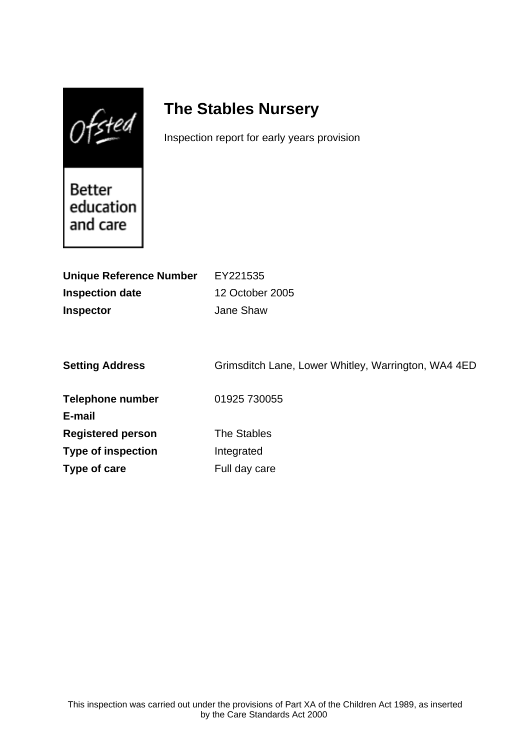Ofsted

Better education and care

# The Stables Nursery

Inspection report for early years provision

| | |
|---|---|
| **Unique Reference Number** | EY221535 |
| **Inspection date** | 12 October 2005 |
| **Inspector** | Jane Shaw |

| | |
|---|---|
| **Setting Address** | Grimsditch Lane, Lower Whitley, Warrington, WA4 4ED |
| **Telephone number** | 01925 730055 |
| **E-mail** | |
| **Registered person** | The Stables |
| **Type of inspection** | Integrated |
| **Type of care** | Full day care |

This inspection was carried out under the provisions of Part XA of the Children Act 1989, as inserted by the Care Standards Act 2000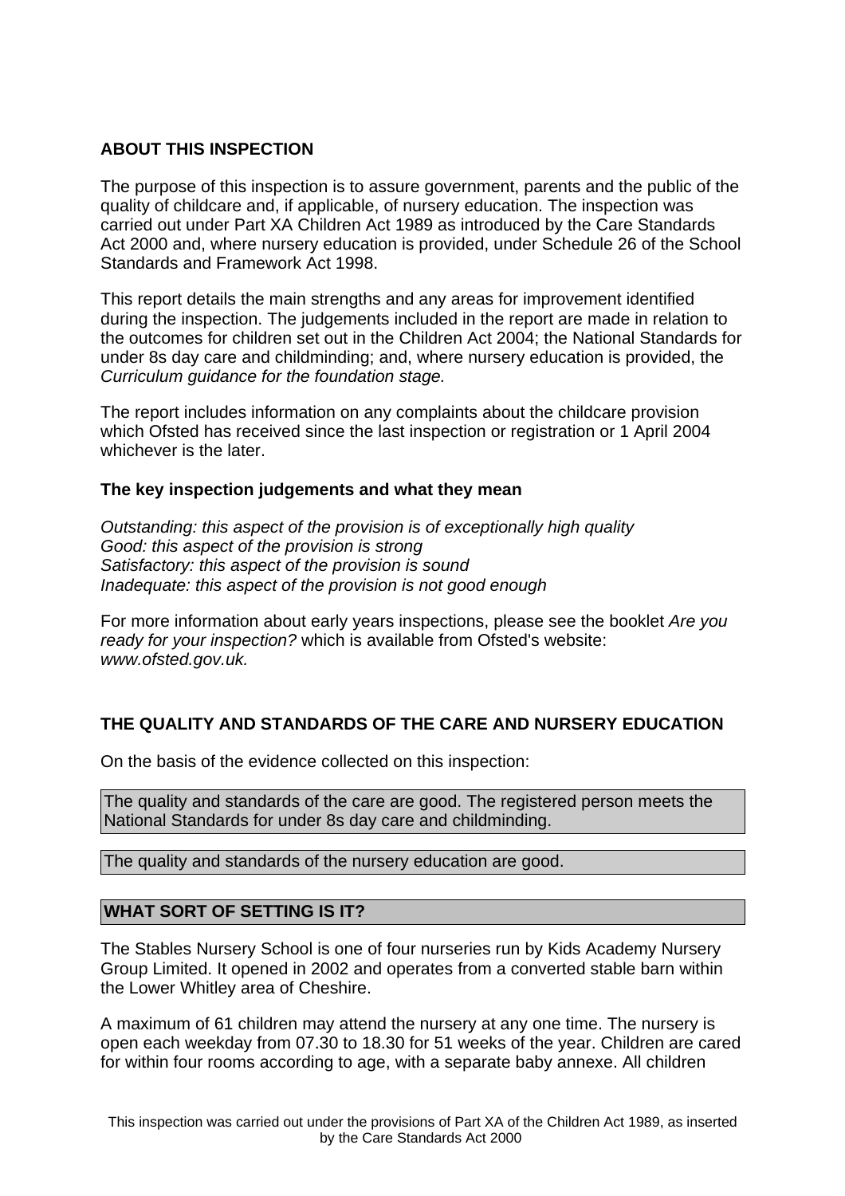## ABOUT THIS INSPECTION

The purpose of this inspection is to assure government, parents and the public of the quality of childcare and, if applicable, of nursery education. The inspection was carried out under Part XA Children Act 1989 as introduced by the Care Standards Act 2000 and, where nursery education is provided, under Schedule 26 of the School Standards and Framework Act 1998.

This report details the main strengths and any areas for improvement identified during the inspection. The judgements included in the report are made in relation to the outcomes for children set out in the Children Act 2004; the National Standards for under 8s day care and childminding; and, where nursery education is provided, the *Curriculum guidance for the foundation stage.*

The report includes information on any complaints about the childcare provision which Ofsted has received since the last inspection or registration or 1 April 2004 whichever is the later.

### The key inspection judgements and what they mean

*Outstanding: this aspect of the provision is of exceptionally high quality*
*Good: this aspect of the provision is strong*
*Satisfactory: this aspect of the provision is sound*
*Inadequate: this aspect of the provision is not good enough*

For more information about early years inspections, please see the booklet *Are you ready for your inspection?* which is available from Ofsted's website: *www.ofsted.gov.uk.*

## THE QUALITY AND STANDARDS OF THE CARE AND NURSERY EDUCATION

On the basis of the evidence collected on this inspection:

The quality and standards of the care are good. The registered person meets the National Standards for under 8s day care and childminding.

The quality and standards of the nursery education are good.

## WHAT SORT OF SETTING IS IT?

The Stables Nursery School is one of four nurseries run by Kids Academy Nursery Group Limited. It opened in 2002 and operates from a converted stable barn within the Lower Whitley area of Cheshire.

A maximum of 61 children may attend the nursery at any one time. The nursery is open each weekday from 07.30 to 18.30 for 51 weeks of the year. Children are cared for within four rooms according to age, with a separate baby annexe. All children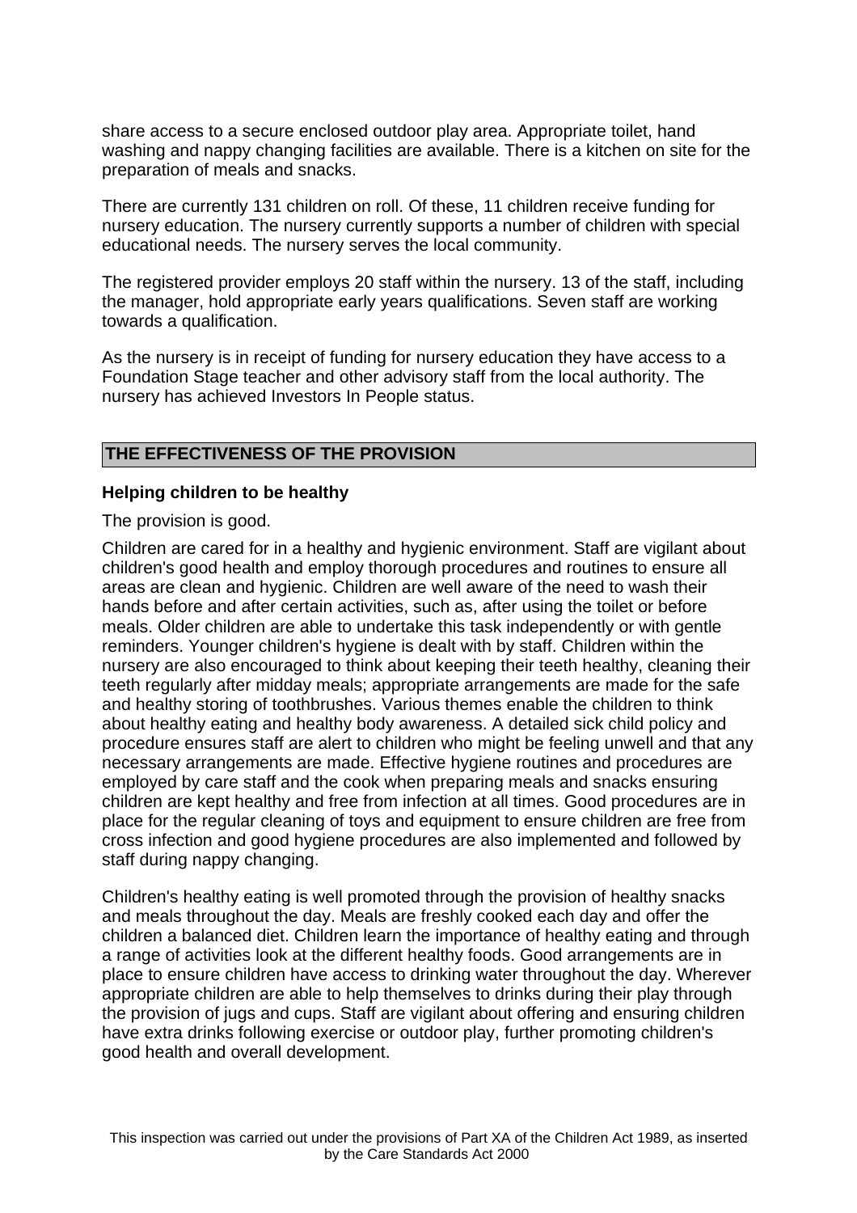share access to a secure enclosed outdoor play area. Appropriate toilet, hand washing and nappy changing facilities are available. There is a kitchen on site for the preparation of meals and snacks.

There are currently 131 children on roll. Of these, 11 children receive funding for nursery education. The nursery currently supports a number of children with special educational needs. The nursery serves the local community.

The registered provider employs 20 staff within the nursery. 13 of the staff, including the manager, hold appropriate early years qualifications. Seven staff are working towards a qualification.

As the nursery is in receipt of funding for nursery education they have access to a Foundation Stage teacher and other advisory staff from the local authority. The nursery has achieved Investors In People status.

## THE EFFECTIVENESS OF THE PROVISION

### Helping children to be healthy

The provision is good.

Children are cared for in a healthy and hygienic environment. Staff are vigilant about children's good health and employ thorough procedures and routines to ensure all areas are clean and hygienic. Children are well aware of the need to wash their hands before and after certain activities, such as, after using the toilet or before meals. Older children are able to undertake this task independently or with gentle reminders. Younger children's hygiene is dealt with by staff. Children within the nursery are also encouraged to think about keeping their teeth healthy, cleaning their teeth regularly after midday meals; appropriate arrangements are made for the safe and healthy storing of toothbrushes. Various themes enable the children to think about healthy eating and healthy body awareness. A detailed sick child policy and procedure ensures staff are alert to children who might be feeling unwell and that any necessary arrangements are made. Effective hygiene routines and procedures are employed by care staff and the cook when preparing meals and snacks ensuring children are kept healthy and free from infection at all times. Good procedures are in place for the regular cleaning of toys and equipment to ensure children are free from cross infection and good hygiene procedures are also implemented and followed by staff during nappy changing.

Children's healthy eating is well promoted through the provision of healthy snacks and meals throughout the day. Meals are freshly cooked each day and offer the children a balanced diet. Children learn the importance of healthy eating and through a range of activities look at the different healthy foods. Good arrangements are in place to ensure children have access to drinking water throughout the day. Wherever appropriate children are able to help themselves to drinks during their play through the provision of jugs and cups. Staff are vigilant about offering and ensuring children have extra drinks following exercise or outdoor play, further promoting children's good health and overall development.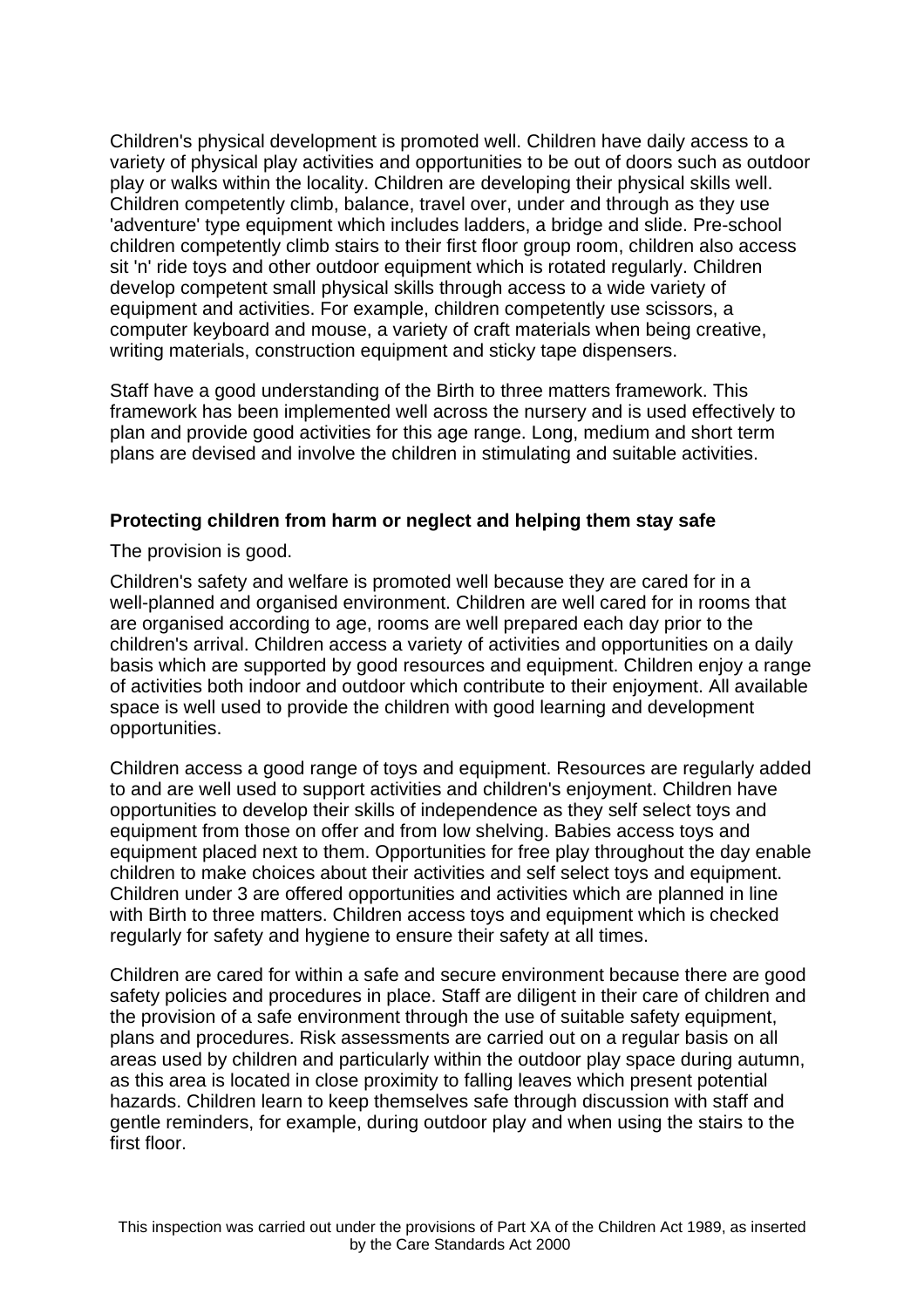Children's physical development is promoted well. Children have daily access to a variety of physical play activities and opportunities to be out of doors such as outdoor play or walks within the locality. Children are developing their physical skills well. Children competently climb, balance, travel over, under and through as they use 'adventure' type equipment which includes ladders, a bridge and slide. Pre-school children competently climb stairs to their first floor group room, children also access sit 'n' ride toys and other outdoor equipment which is rotated regularly. Children develop competent small physical skills through access to a wide variety of equipment and activities. For example, children competently use scissors, a computer keyboard and mouse, a variety of craft materials when being creative, writing materials, construction equipment and sticky tape dispensers.

Staff have a good understanding of the Birth to three matters framework. This framework has been implemented well across the nursery and is used effectively to plan and provide good activities for this age range. Long, medium and short term plans are devised and involve the children in stimulating and suitable activities.

**Protecting children from harm or neglect and helping them stay safe**

The provision is good.

Children's safety and welfare is promoted well because they are cared for in a well-planned and organised environment. Children are well cared for in rooms that are organised according to age, rooms are well prepared each day prior to the children's arrival. Children access a variety of activities and opportunities on a daily basis which are supported by good resources and equipment. Children enjoy a range of activities both indoor and outdoor which contribute to their enjoyment. All available space is well used to provide the children with good learning and development opportunities.

Children access a good range of toys and equipment. Resources are regularly added to and are well used to support activities and children's enjoyment. Children have opportunities to develop their skills of independence as they self select toys and equipment from those on offer and from low shelving. Babies access toys and equipment placed next to them. Opportunities for free play throughout the day enable children to make choices about their activities and self select toys and equipment. Children under 3 are offered opportunities and activities which are planned in line with Birth to three matters. Children access toys and equipment which is checked regularly for safety and hygiene to ensure their safety at all times.

Children are cared for within a safe and secure environment because there are good safety policies and procedures in place. Staff are diligent in their care of children and the provision of a safe environment through the use of suitable safety equipment, plans and procedures. Risk assessments are carried out on a regular basis on all areas used by children and particularly within the outdoor play space during autumn, as this area is located in close proximity to falling leaves which present potential hazards. Children learn to keep themselves safe through discussion with staff and gentle reminders, for example, during outdoor play and when using the stairs to the first floor.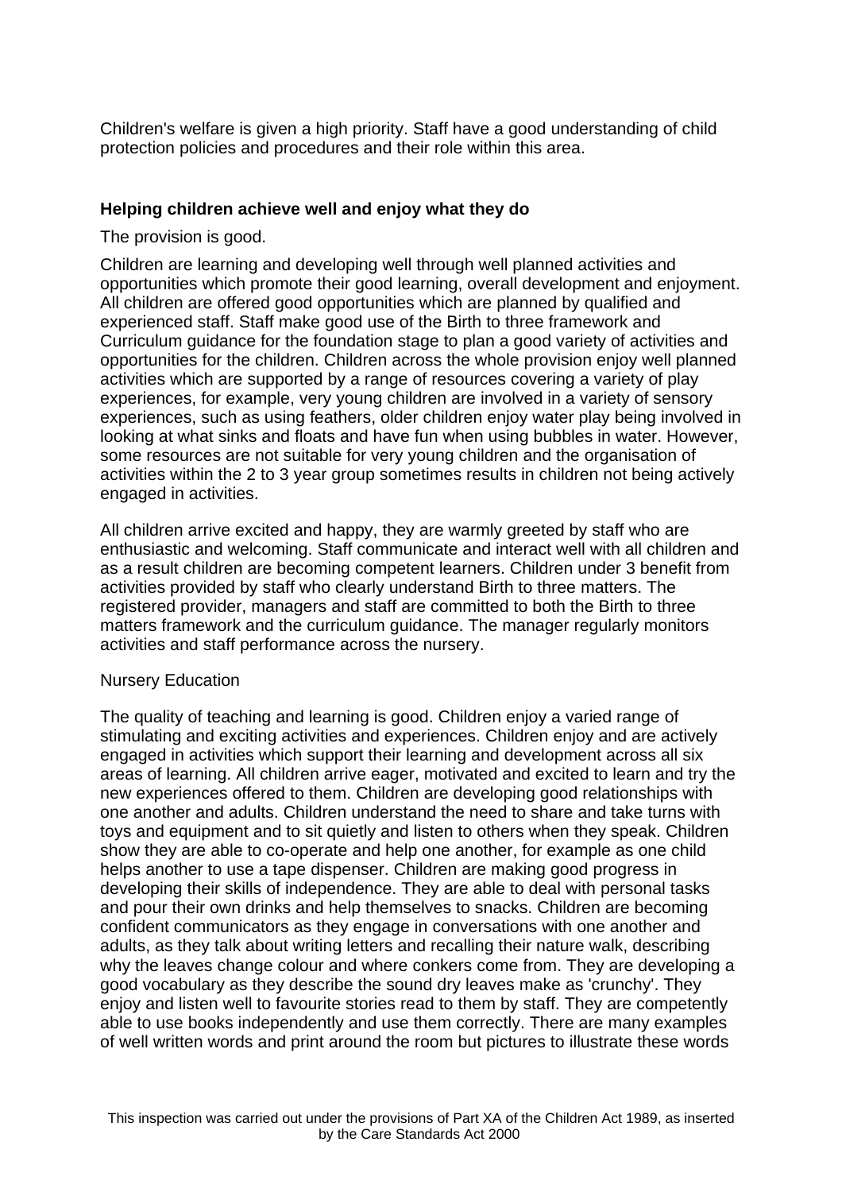Children's welfare is given a high priority. Staff have a good understanding of child protection policies and procedures and their role within this area.

**Helping children achieve well and enjoy what they do**

The provision is good.

Children are learning and developing well through well planned activities and opportunities which promote their good learning, overall development and enjoyment. All children are offered good opportunities which are planned by qualified and experienced staff. Staff make good use of the Birth to three framework and Curriculum guidance for the foundation stage to plan a good variety of activities and opportunities for the children. Children across the whole provision enjoy well planned activities which are supported by a range of resources covering a variety of play experiences, for example, very young children are involved in a variety of sensory experiences, such as using feathers, older children enjoy water play being involved in looking at what sinks and floats and have fun when using bubbles in water. However, some resources are not suitable for very young children and the organisation of activities within the 2 to 3 year group sometimes results in children not being actively engaged in activities.

All children arrive excited and happy, they are warmly greeted by staff who are enthusiastic and welcoming. Staff communicate and interact well with all children and as a result children are becoming competent learners. Children under 3 benefit from activities provided by staff who clearly understand Birth to three matters. The registered provider, managers and staff are committed to both the Birth to three matters framework and the curriculum guidance. The manager regularly monitors activities and staff performance across the nursery.

Nursery Education

The quality of teaching and learning is good. Children enjoy a varied range of stimulating and exciting activities and experiences. Children enjoy and are actively engaged in activities which support their learning and development across all six areas of learning. All children arrive eager, motivated and excited to learn and try the new experiences offered to them. Children are developing good relationships with one another and adults. Children understand the need to share and take turns with toys and equipment and to sit quietly and listen to others when they speak. Children show they are able to co-operate and help one another, for example as one child helps another to use a tape dispenser. Children are making good progress in developing their skills of independence. They are able to deal with personal tasks and pour their own drinks and help themselves to snacks. Children are becoming confident communicators as they engage in conversations with one another and adults, as they talk about writing letters and recalling their nature walk, describing why the leaves change colour and where conkers come from. They are developing a good vocabulary as they describe the sound dry leaves make as 'crunchy'. They enjoy and listen well to favourite stories read to them by staff. They are competently able to use books independently and use them correctly. There are many examples of well written words and print around the room but pictures to illustrate these words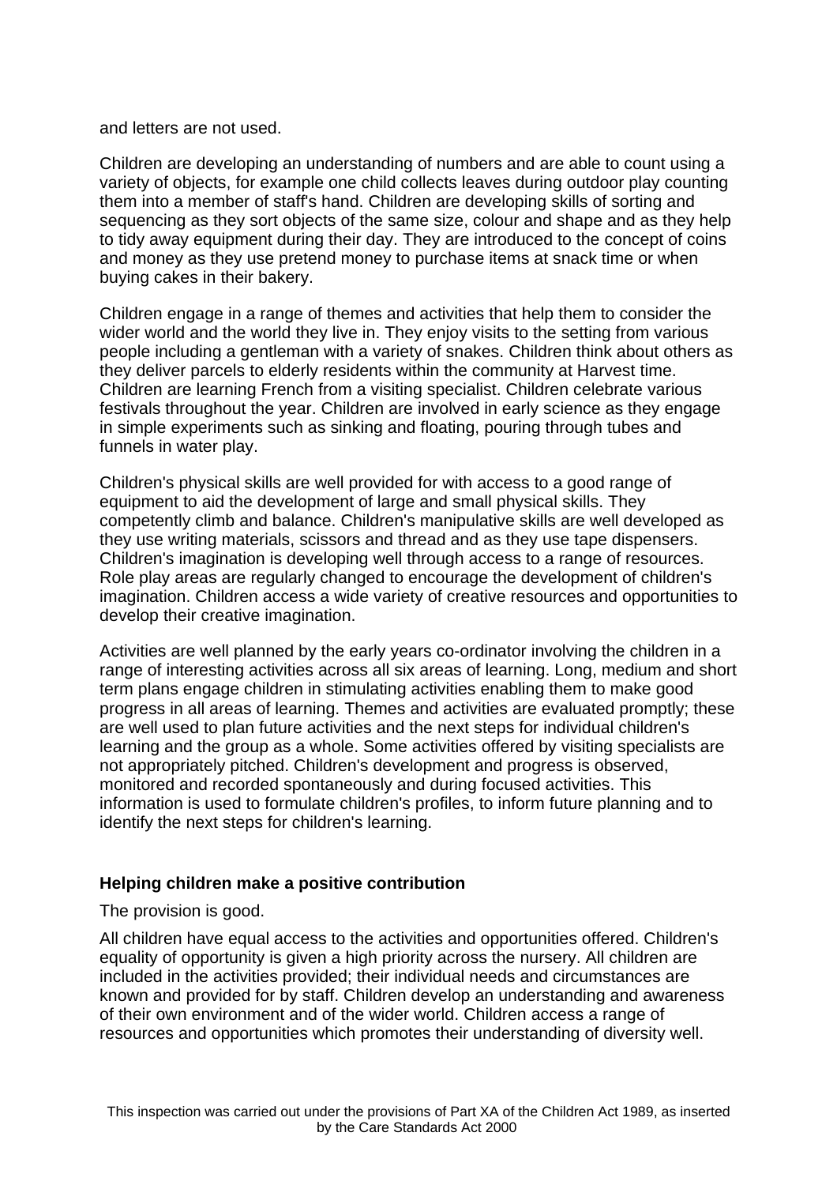and letters are not used.

Children are developing an understanding of numbers and are able to count using a variety of objects, for example one child collects leaves during outdoor play counting them into a member of staff's hand. Children are developing skills of sorting and sequencing as they sort objects of the same size, colour and shape and as they help to tidy away equipment during their day. They are introduced to the concept of coins and money as they use pretend money to purchase items at snack time or when buying cakes in their bakery.

Children engage in a range of themes and activities that help them to consider the wider world and the world they live in. They enjoy visits to the setting from various people including a gentleman with a variety of snakes. Children think about others as they deliver parcels to elderly residents within the community at Harvest time. Children are learning French from a visiting specialist. Children celebrate various festivals throughout the year. Children are involved in early science as they engage in simple experiments such as sinking and floating, pouring through tubes and funnels in water play.

Children's physical skills are well provided for with access to a good range of equipment to aid the development of large and small physical skills. They competently climb and balance. Children's manipulative skills are well developed as they use writing materials, scissors and thread and as they use tape dispensers. Children's imagination is developing well through access to a range of resources. Role play areas are regularly changed to encourage the development of children's imagination. Children access a wide variety of creative resources and opportunities to develop their creative imagination.

Activities are well planned by the early years co-ordinator involving the children in a range of interesting activities across all six areas of learning. Long, medium and short term plans engage children in stimulating activities enabling them to make good progress in all areas of learning. Themes and activities are evaluated promptly; these are well used to plan future activities and the next steps for individual children's learning and the group as a whole. Some activities offered by visiting specialists are not appropriately pitched. Children's development and progress is observed, monitored and recorded spontaneously and during focused activities. This information is used to formulate children's profiles, to inform future planning and to identify the next steps for children's learning.

### Helping children make a positive contribution

The provision is good.

All children have equal access to the activities and opportunities offered. Children's equality of opportunity is given a high priority across the nursery. All children are included in the activities provided; their individual needs and circumstances are known and provided for by staff. Children develop an understanding and awareness of their own environment and of the wider world. Children access a range of resources and opportunities which promotes their understanding of diversity well.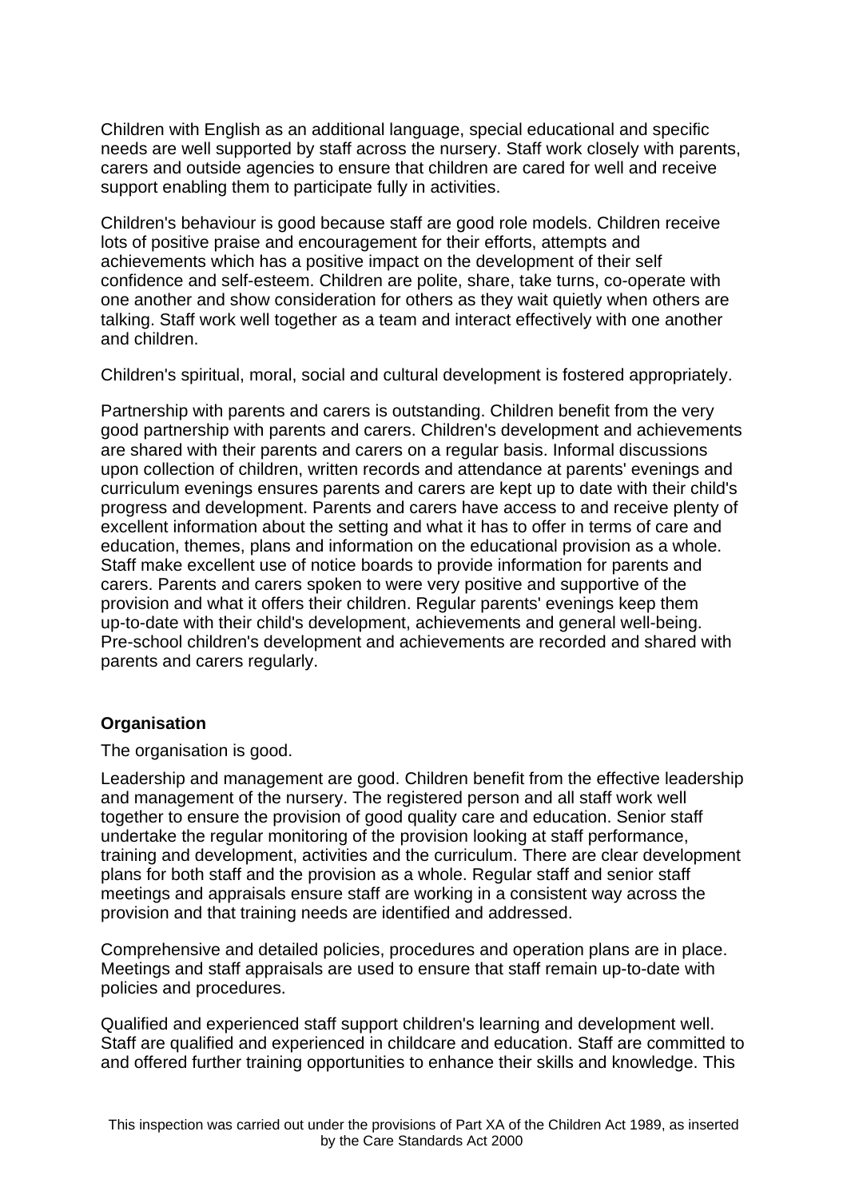Children with English as an additional language, special educational and specific needs are well supported by staff across the nursery. Staff work closely with parents, carers and outside agencies to ensure that children are cared for well and receive support enabling them to participate fully in activities.

Children's behaviour is good because staff are good role models. Children receive lots of positive praise and encouragement for their efforts, attempts and achievements which has a positive impact on the development of their self confidence and self-esteem. Children are polite, share, take turns, co-operate with one another and show consideration for others as they wait quietly when others are talking. Staff work well together as a team and interact effectively with one another and children.

Children's spiritual, moral, social and cultural development is fostered appropriately.

Partnership with parents and carers is outstanding. Children benefit from the very good partnership with parents and carers. Children's development and achievements are shared with their parents and carers on a regular basis. Informal discussions upon collection of children, written records and attendance at parents' evenings and curriculum evenings ensures parents and carers are kept up to date with their child's progress and development. Parents and carers have access to and receive plenty of excellent information about the setting and what it has to offer in terms of care and education, themes, plans and information on the educational provision as a whole. Staff make excellent use of notice boards to provide information for parents and carers. Parents and carers spoken to were very positive and supportive of the provision and what it offers their children. Regular parents' evenings keep them up-to-date with their child's development, achievements and general well-being. Pre-school children's development and achievements are recorded and shared with parents and carers regularly.

**Organisation**

The organisation is good.

Leadership and management are good. Children benefit from the effective leadership and management of the nursery. The registered person and all staff work well together to ensure the provision of good quality care and education. Senior staff undertake the regular monitoring of the provision looking at staff performance, training and development, activities and the curriculum. There are clear development plans for both staff and the provision as a whole. Regular staff and senior staff meetings and appraisals ensure staff are working in a consistent way across the provision and that training needs are identified and addressed.

Comprehensive and detailed policies, procedures and operation plans are in place. Meetings and staff appraisals are used to ensure that staff remain up-to-date with policies and procedures.

Qualified and experienced staff support children's learning and development well. Staff are qualified and experienced in childcare and education. Staff are committed to and offered further training opportunities to enhance their skills and knowledge. This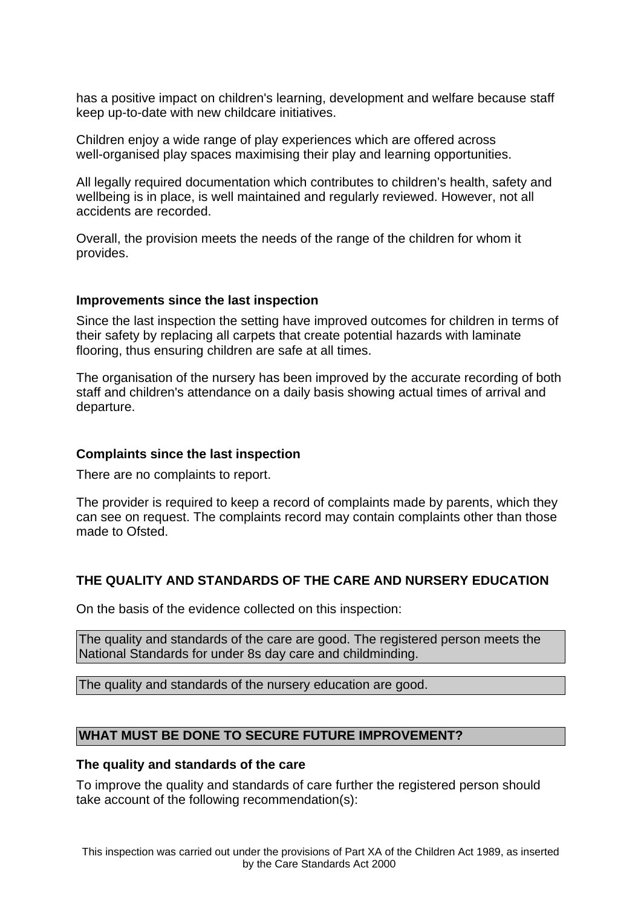has a positive impact on children's learning, development and welfare because staff keep up-to-date with new childcare initiatives.

Children enjoy a wide range of play experiences which are offered across well-organised play spaces maximising their play and learning opportunities.

All legally required documentation which contributes to children's health, safety and wellbeing is in place, is well maintained and regularly reviewed. However, not all accidents are recorded.

Overall, the provision meets the needs of the range of the children for whom it provides.

### Improvements since the last inspection

Since the last inspection the setting have improved outcomes for children in terms of their safety by replacing all carpets that create potential hazards with laminate flooring, thus ensuring children are safe at all times.

The organisation of the nursery has been improved by the accurate recording of both staff and children's attendance on a daily basis showing actual times of arrival and departure.

### Complaints since the last inspection

There are no complaints to report.

The provider is required to keep a record of complaints made by parents, which they can see on request. The complaints record may contain complaints other than those made to Ofsted.

## THE QUALITY AND STANDARDS OF THE CARE AND NURSERY EDUCATION

On the basis of the evidence collected on this inspection:

The quality and standards of the care are good. The registered person meets the National Standards for under 8s day care and childminding.

The quality and standards of the nursery education are good.

## WHAT MUST BE DONE TO SECURE FUTURE IMPROVEMENT?

### The quality and standards of the care

To improve the quality and standards of care further the registered person should take account of the following recommendation(s):

This inspection was carried out under the provisions of Part XA of the Children Act 1989, as inserted by the Care Standards Act 2000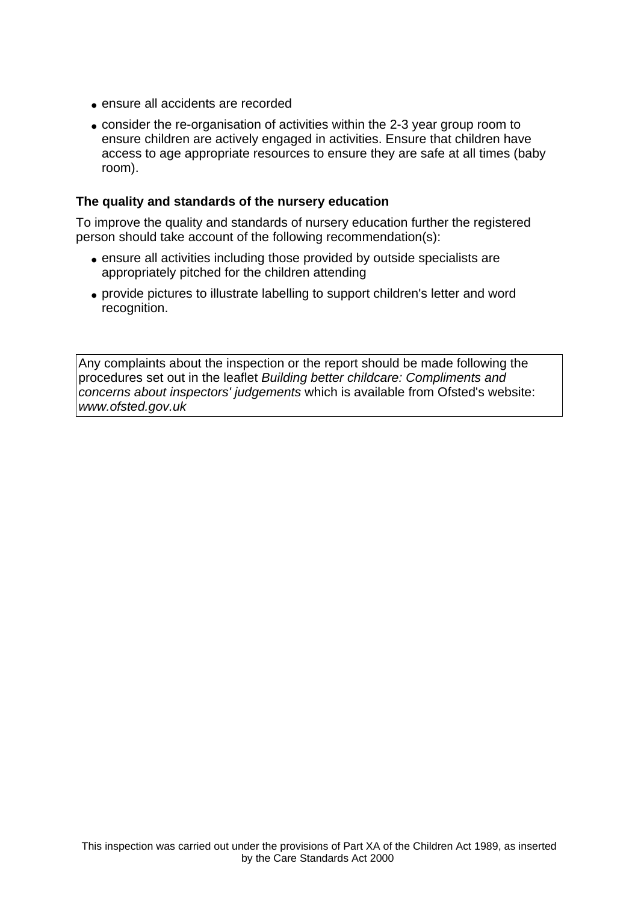- ensure all accidents are recorded
- consider the re-organisation of activities within the 2-3 year group room to ensure children are actively engaged in activities. Ensure that children have access to age appropriate resources to ensure they are safe at all times (baby room).

### The quality and standards of the nursery education

To improve the quality and standards of nursery education further the registered person should take account of the following recommendation(s):

- ensure all activities including those provided by outside specialists are appropriately pitched for the children attending
- provide pictures to illustrate labelling to support children's letter and word recognition.

Any complaints about the inspection or the report should be made following the procedures set out in the leaflet *Building better childcare: Compliments and concerns about inspectors' judgements* which is available from Ofsted's website: *www.ofsted.gov.uk*

This inspection was carried out under the provisions of Part XA of the Children Act 1989, as inserted by the Care Standards Act 2000